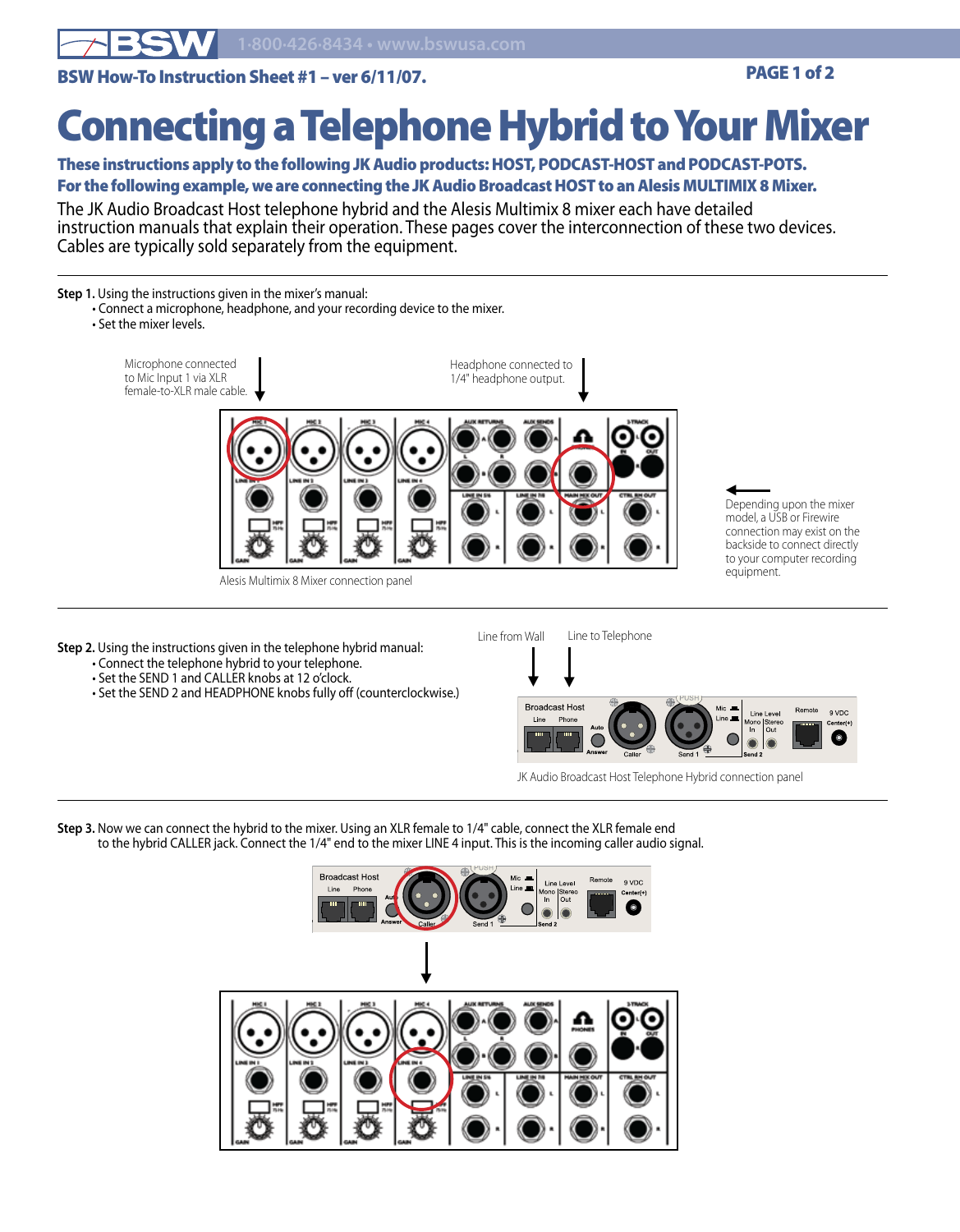BSW How-To Instruction Sheet #1 – ver 6/11/07.

# Connecting a Telephone Hybrid to Your Mixer

**These instructions apply to the following JK Audio products: HOST, PODCAST-HOST and PODCAST-POTS.**
**For the following example, we are connecting the JK Audio Broadcast HOST to an Alesis MULTIMIX 8 Mixer.**

The JK Audio Broadcast Host telephone hybrid and the Alesis Multimix 8 mixer each have detailed instruction manuals that explain their operation. These pages cover the interconnection of these two devices. Cables are typically sold separately from the equipment.

---

**Step 1.** Using the instructions given in the mixer's manual:

- Connect a microphone, headphone, and your recording device to the mixer.
- Set the mixer levels.

Microphone connected to Mic Input 1 via XLR female-to-XLR male cable.

Headphone connected to 1/4" headphone output.

Depending upon the mixer model, a USB or Firewire connection may exist on the backside to connect directly to your computer recording equipment.

Alesis Multimix 8 Mixer connection panel

---

**Step 2.** Using the instructions given in the telephone hybrid manual:

- Connect the telephone hybrid to your telephone.
- Set the SEND 1 and CALLER knobs at 12 o'clock.
- Set the SEND 2 and HEADPHONE knobs fully off (counterclockwise.)

Line from Wall

Line to Telephone

JK Audio Broadcast Host Telephone Hybrid connection panel

---

**Step 3.** Now we can connect the hybrid to the mixer. Using an XLR female to 1/4" cable, connect the XLR female end to the hybrid CALLER jack. Connect the 1/4" end to the mixer LINE 4 input. This is the incoming caller audio signal.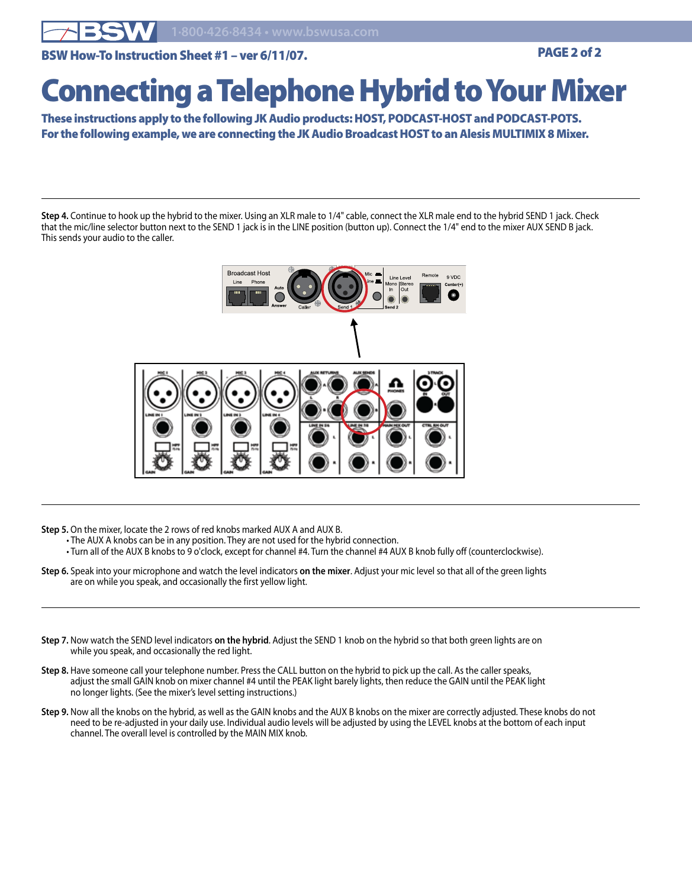# Connecting a Telephone Hybrid to Your Mixer

**These instructions apply to the following JK Audio products: HOST, PODCAST-HOST and PODCAST-POTS. For the following example, we are connecting the JK Audio Broadcast HOST to an Alesis MULTIMIX 8 Mixer.**

---

**Step 4.** Continue to hook up the hybrid to the mixer. Using an XLR male to 1/4" cable, connect the XLR male end to the hybrid SEND 1 jack. Check that the mic/line selector button next to the SEND 1 jack is in the LINE position (button up). Connect the 1/4" end to the mixer AUX SEND B jack. This sends your audio to the caller.

---

**Step 5.** On the mixer, locate the 2 rows of red knobs marked AUX A and AUX B.

- The AUX A knobs can be in any position. They are not used for the hybrid connection.
- Turn all of the AUX B knobs to 9 o'clock, except for channel #4. Turn the channel #4 AUX B knob fully off (counterclockwise).

**Step 6.** Speak into your microphone and watch the level indicators **on the mixer**. Adjust your mic level so that all of the green lights are on while you speak, and occasionally the first yellow light.

---

**Step 7.** Now watch the SEND level indicators **on the hybrid**. Adjust the SEND 1 knob on the hybrid so that both green lights are on while you speak, and occasionally the red light.

**Step 8.** Have someone call your telephone number. Press the CALL button on the hybrid to pick up the call. As the caller speaks, adjust the small GAIN knob on mixer channel #4 until the PEAK light barely lights, then reduce the GAIN until the PEAK light no longer lights. (See the mixer's level setting instructions.)

**Step 9.** Now all the knobs on the hybrid, as well as the GAIN knobs and the AUX B knobs on the mixer are correctly adjusted. These knobs do not need to be re-adjusted in your daily use. Individual audio levels will be adjusted by using the LEVEL knobs at the bottom of each input channel. The overall level is controlled by the MAIN MIX knob.